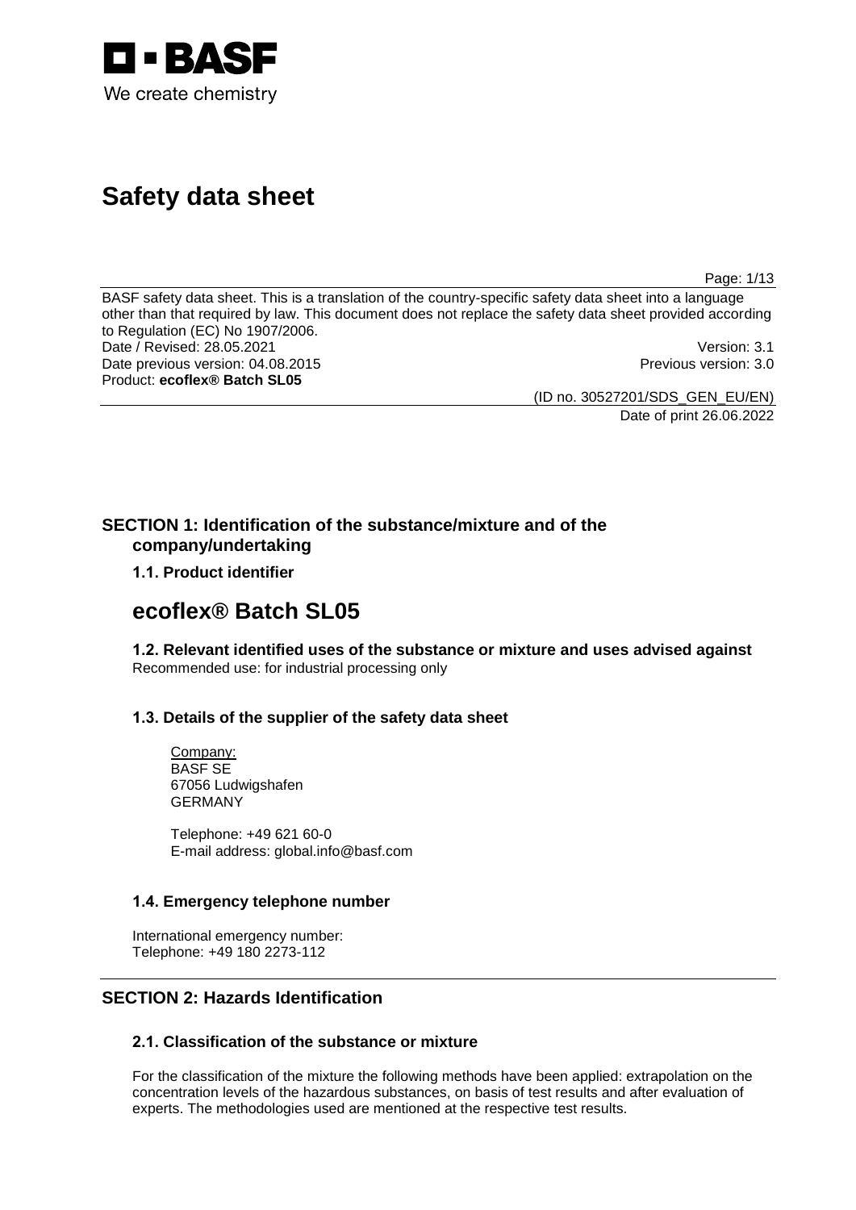BASF

We create chemistry

# Safety data sheet

BASF safety data sheet. This is a translation of the country-specific safety data sheet into a language other than that required by law. This document does not replace the safety data sheet provided according to Regulation (EC) No 1907/2006.

Date / Revised: 28.05.2021 Version: 3.1
Date previous version: 04.08.2015 Previous version: 3.0
Product: **ecoflex® Batch SL05**

(ID no. 30527201/SDS_GEN_EU/EN)
Date of print 26.06.2022

## SECTION 1: Identification of the substance/mixture and of the company/undertaking

### 1.1. Product identifier

# ecoflex® Batch SL05

### 1.2. Relevant identified uses of the substance or mixture and uses advised against

Recommended use: for industrial processing only

### 1.3. Details of the supplier of the safety data sheet

Company:
BASF SE
67056 Ludwigshafen
GERMANY

Telephone: +49 621 60-0
E-mail address: global.info@basf.com

### 1.4. Emergency telephone number

International emergency number:
Telephone: +49 180 2273-112

## SECTION 2: Hazards Identification

### 2.1. Classification of the substance or mixture

For the classification of the mixture the following methods have been applied: extrapolation on the concentration levels of the hazardous substances, on basis of test results and after evaluation of experts. The methodologies used are mentioned at the respective test results.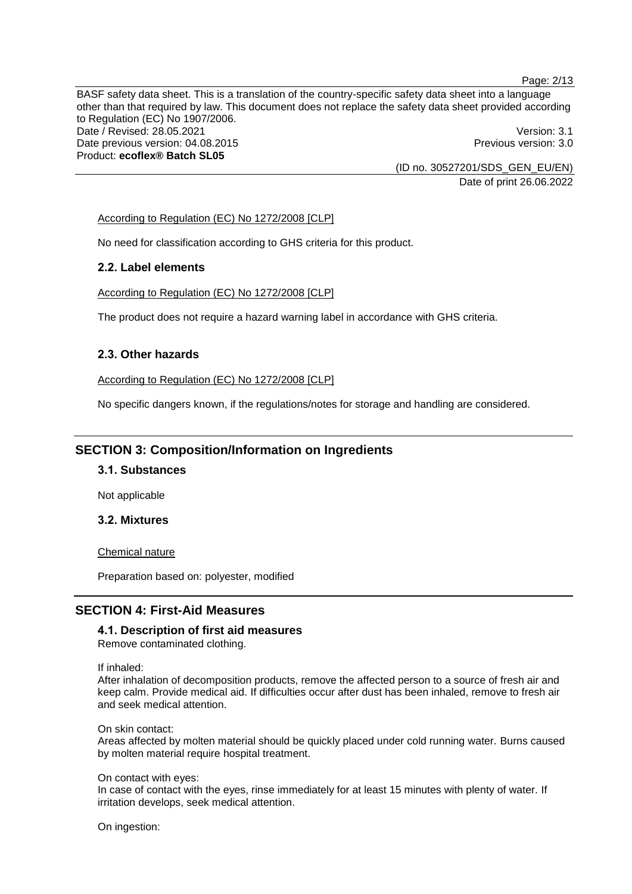According to Regulation (EC) No 1272/2008 [CLP]

No need for classification according to GHS criteria for this product.

### 2.2. Label elements

According to Regulation (EC) No 1272/2008 [CLP]

The product does not require a hazard warning label in accordance with GHS criteria.

### 2.3. Other hazards

According to Regulation (EC) No 1272/2008 [CLP]

No specific dangers known, if the regulations/notes for storage and handling are considered.

## SECTION 3: Composition/Information on Ingredients

### 3.1. Substances

Not applicable

### 3.2. Mixtures

Chemical nature

Preparation based on: polyester, modified

## SECTION 4: First-Aid Measures

### 4.1. Description of first aid measures

Remove contaminated clothing.

If inhaled:
After inhalation of decomposition products, remove the affected person to a source of fresh air and keep calm. Provide medical aid. If difficulties occur after dust has been inhaled, remove to fresh air and seek medical attention.

On skin contact:
Areas affected by molten material should be quickly placed under cold running water. Burns caused by molten material require hospital treatment.

On contact with eyes:
In case of contact with the eyes, rinse immediately for at least 15 minutes with plenty of water. If irritation develops, seek medical attention.

On ingestion: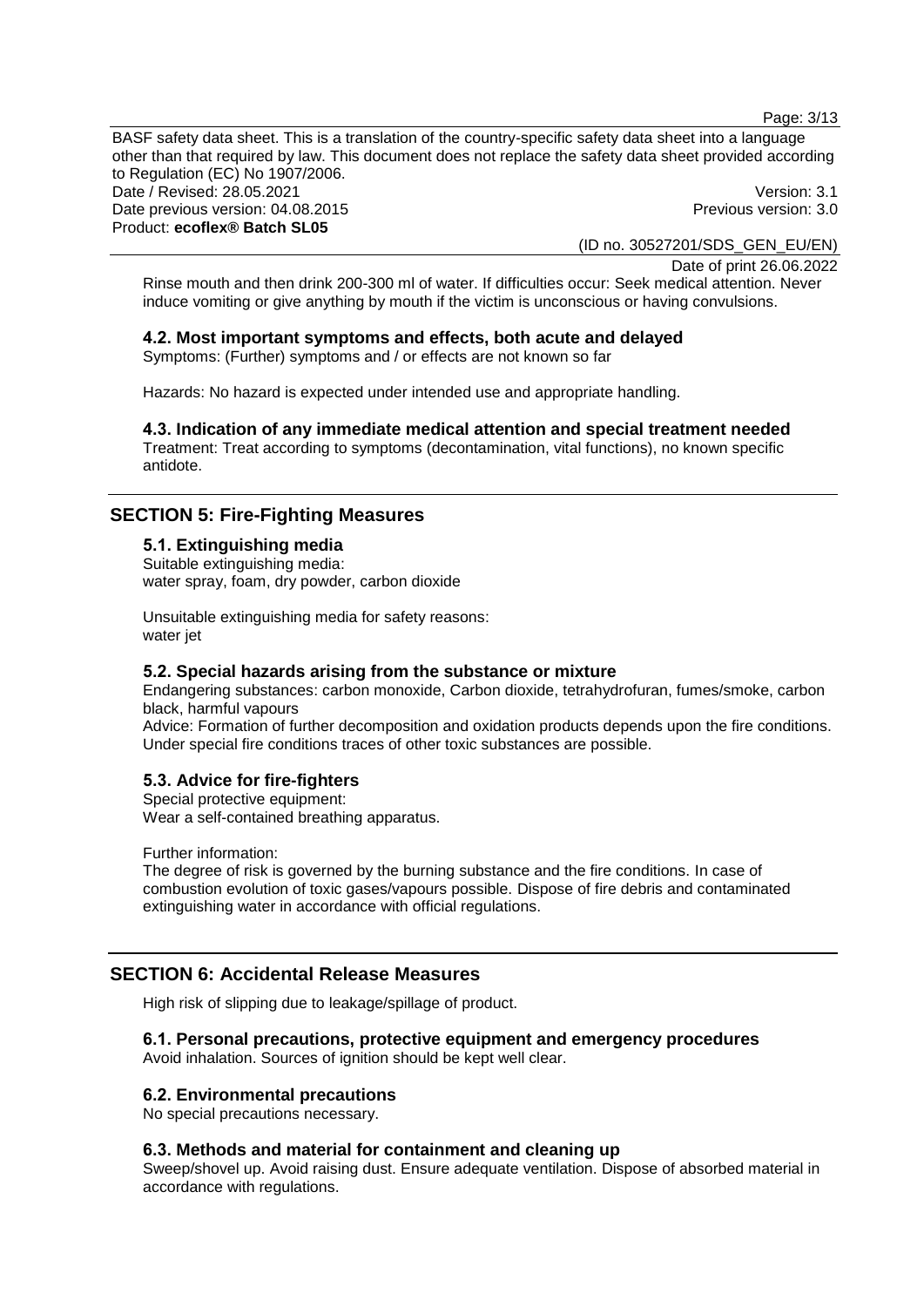Rinse mouth and then drink 200-300 ml of water. If difficulties occur: Seek medical attention. Never induce vomiting or give anything by mouth if the victim is unconscious or having convulsions.

### 4.2. Most important symptoms and effects, both acute and delayed

Symptoms: (Further) symptoms and / or effects are not known so far

Hazards: No hazard is expected under intended use and appropriate handling.

### 4.3. Indication of any immediate medical attention and special treatment needed

Treatment: Treat according to symptoms (decontamination, vital functions), no known specific antidote.

## SECTION 5: Fire-Fighting Measures

### 5.1. Extinguishing media

Suitable extinguishing media:
water spray, foam, dry powder, carbon dioxide

Unsuitable extinguishing media for safety reasons:
water jet

### 5.2. Special hazards arising from the substance or mixture

Endangering substances: carbon monoxide, Carbon dioxide, tetrahydrofuran, fumes/smoke, carbon black, harmful vapours

Advice: Formation of further decomposition and oxidation products depends upon the fire conditions. Under special fire conditions traces of other toxic substances are possible.

### 5.3. Advice for fire-fighters

Special protective equipment:
Wear a self-contained breathing apparatus.

Further information:
The degree of risk is governed by the burning substance and the fire conditions. In case of combustion evolution of toxic gases/vapours possible. Dispose of fire debris and contaminated extinguishing water in accordance with official regulations.

## SECTION 6: Accidental Release Measures

High risk of slipping due to leakage/spillage of product.

### 6.1. Personal precautions, protective equipment and emergency procedures

Avoid inhalation. Sources of ignition should be kept well clear.

### 6.2. Environmental precautions

No special precautions necessary.

### 6.3. Methods and material for containment and cleaning up

Sweep/shovel up. Avoid raising dust. Ensure adequate ventilation. Dispose of absorbed material in accordance with regulations.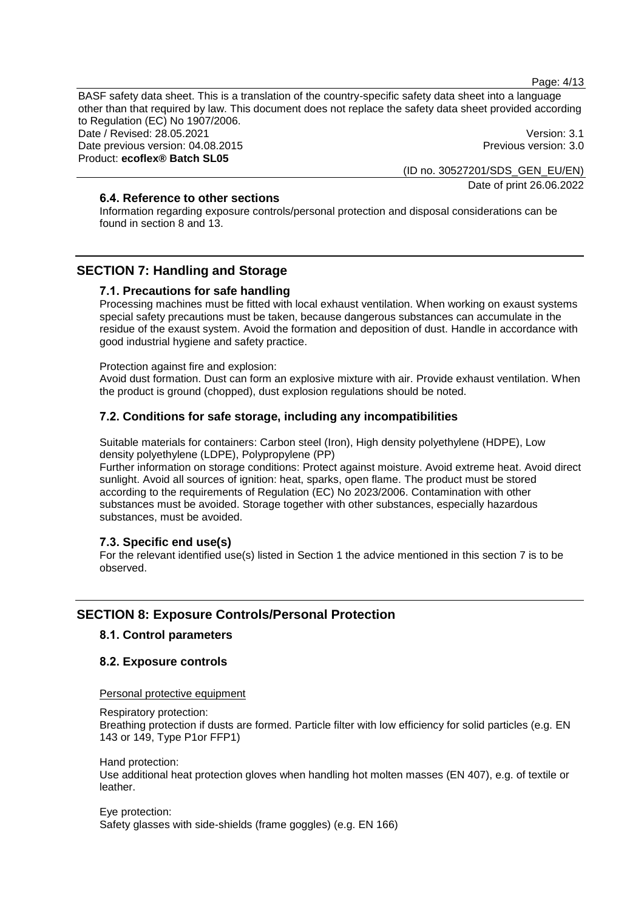### 6.4. Reference to other sections

Information regarding exposure controls/personal protection and disposal considerations can be found in section 8 and 13.

## SECTION 7: Handling and Storage

### 7.1. Precautions for safe handling

Processing machines must be fitted with local exhaust ventilation. When working on exaust systems special safety precautions must be taken, because dangerous substances can accumulate in the residue of the exaust system. Avoid the formation and deposition of dust. Handle in accordance with good industrial hygiene and safety practice.

Protection against fire and explosion:
Avoid dust formation. Dust can form an explosive mixture with air. Provide exhaust ventilation. When the product is ground (chopped), dust explosion regulations should be noted.

### 7.2. Conditions for safe storage, including any incompatibilities

Suitable materials for containers: Carbon steel (Iron), High density polyethylene (HDPE), Low density polyethylene (LDPE), Polypropylene (PP)
Further information on storage conditions: Protect against moisture. Avoid extreme heat. Avoid direct sunlight. Avoid all sources of ignition: heat, sparks, open flame. The product must be stored according to the requirements of Regulation (EC) No 2023/2006. Contamination with other substances must be avoided. Storage together with other substances, especially hazardous substances, must be avoided.

### 7.3. Specific end use(s)

For the relevant identified use(s) listed in Section 1 the advice mentioned in this section 7 is to be observed.

## SECTION 8: Exposure Controls/Personal Protection

### 8.1. Control parameters

### 8.2. Exposure controls

Personal protective equipment

Respiratory protection:
Breathing protection if dusts are formed. Particle filter with low efficiency for solid particles (e.g. EN 143 or 149, Type P1or FFP1)

Hand protection:
Use additional heat protection gloves when handling hot molten masses (EN 407), e.g. of textile or leather.

Eye protection:
Safety glasses with side-shields (frame goggles) (e.g. EN 166)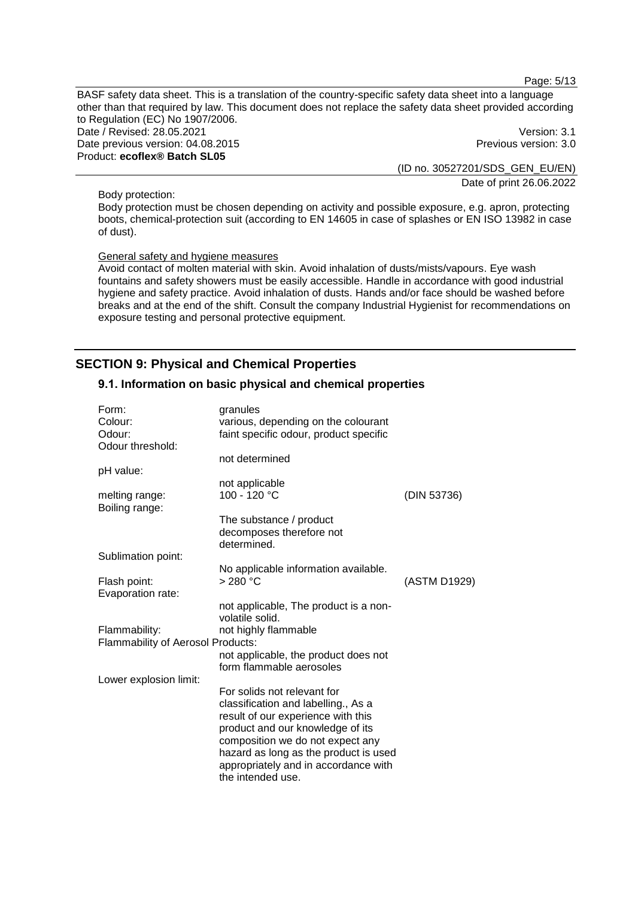Body protection:

Body protection must be chosen depending on activity and possible exposure, e.g. apron, protecting boots, chemical-protection suit (according to EN 14605 in case of splashes or EN ISO 13982 in case of dust).

General safety and hygiene measures

Avoid contact of molten material with skin. Avoid inhalation of dusts/mists/vapours. Eye wash fountains and safety showers must be easily accessible. Handle in accordance with good industrial hygiene and safety practice. Avoid inhalation of dusts. Hands and/or face should be washed before breaks and at the end of the shift. Consult the company Industrial Hygienist for recommendations on exposure testing and personal protective equipment.

## SECTION 9: Physical and Chemical Properties

### 9.1. Information on basic physical and chemical properties

| | | |
|---|---|---|
| Form: | granules | |
| Colour: | various, depending on the colourant | |
| Odour: | faint specific odour, product specific | |
| Odour threshold: | not determined | |
| pH value: | not applicable | |
| melting range: | 100 - 120 °C | (DIN 53736) |
| Boiling range: | The substance / product decomposes therefore not determined. | |
| Sublimation point: | No applicable information available. | |
| Flash point: | > 280 °C | (ASTM D1929) |
| Evaporation rate: | not applicable, The product is a non-volatile solid. | |
| Flammability: | not highly flammable | |
| Flammability of Aerosol Products: | not applicable, the product does not form flammable aerosoles | |
| Lower explosion limit: | For solids not relevant for classification and labelling., As a result of our experience with this product and our knowledge of its composition we do not expect any hazard as long as the product is used appropriately and in accordance with the intended use. | |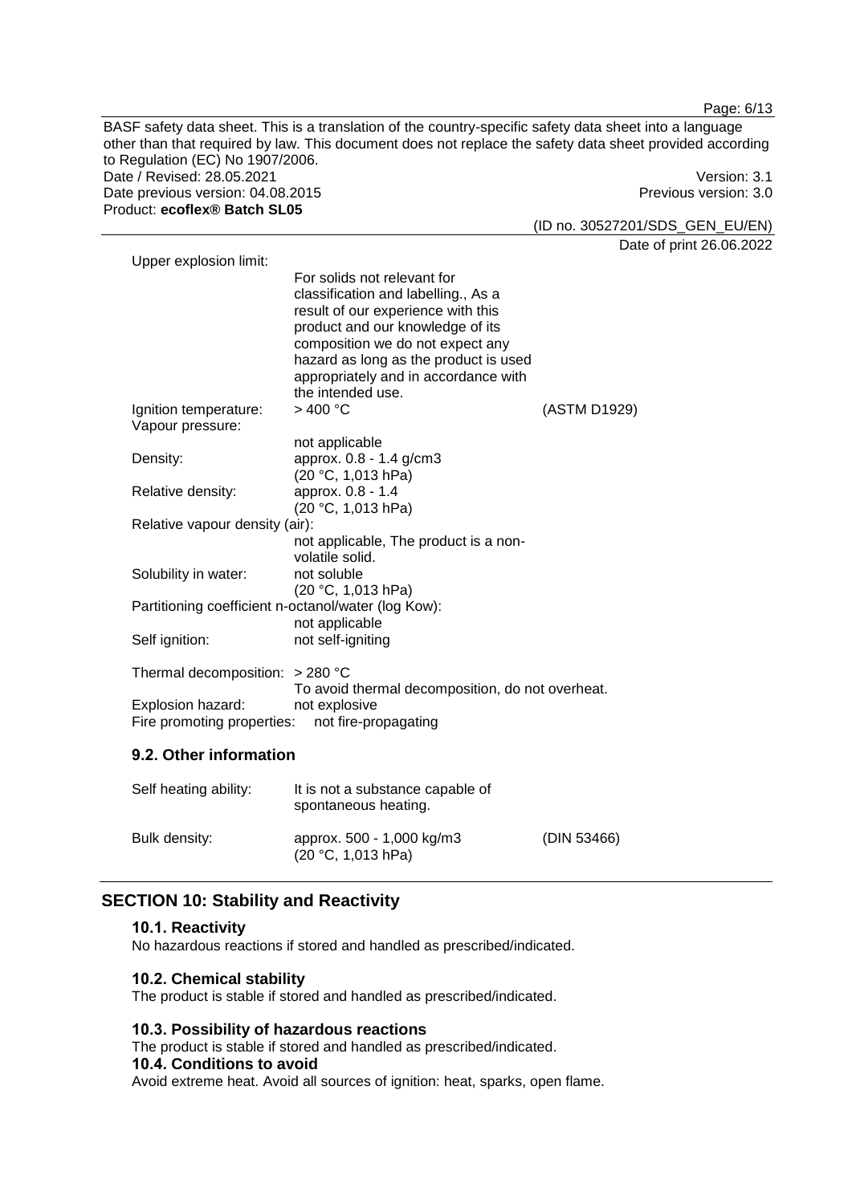Upper explosion limit:

For solids not relevant for classification and labelling., As a result of our experience with this product and our knowledge of its composition we do not expect any hazard as long as the product is used appropriately and in accordance with the intended use.

| | | |
|---|---|---|
| Ignition temperature: | > 400 °C | (ASTM D1929) |
| Vapour pressure: | not applicable | |
| Density: | approx. 0.8 - 1.4 g/cm3 (20 °C, 1,013 hPa) | |
| Relative density: | approx. 0.8 - 1.4 (20 °C, 1,013 hPa) | |
| Relative vapour density (air): | not applicable, The product is a non-volatile solid. | |
| Solubility in water: | not soluble (20 °C, 1,013 hPa) | |
| Partitioning coefficient n-octanol/water (log Kow): | not applicable | |
| Self ignition: | not self-igniting | |
| Thermal decomposition: | > 280 °C To avoid thermal decomposition, do not overheat. | |
| Explosion hazard: | not explosive | |
| Fire promoting properties: | not fire-propagating | |

### 9.2. Other information

| | | |
|---|---|---|
| Self heating ability: | It is not a substance capable of spontaneous heating. | |
| Bulk density: | approx. 500 - 1,000 kg/m3 (20 °C, 1,013 hPa) | (DIN 53466) |

## SECTION 10: Stability and Reactivity

### 10.1. Reactivity

No hazardous reactions if stored and handled as prescribed/indicated.

### 10.2. Chemical stability

The product is stable if stored and handled as prescribed/indicated.

### 10.3. Possibility of hazardous reactions

The product is stable if stored and handled as prescribed/indicated.

### 10.4. Conditions to avoid

Avoid extreme heat. Avoid all sources of ignition: heat, sparks, open flame.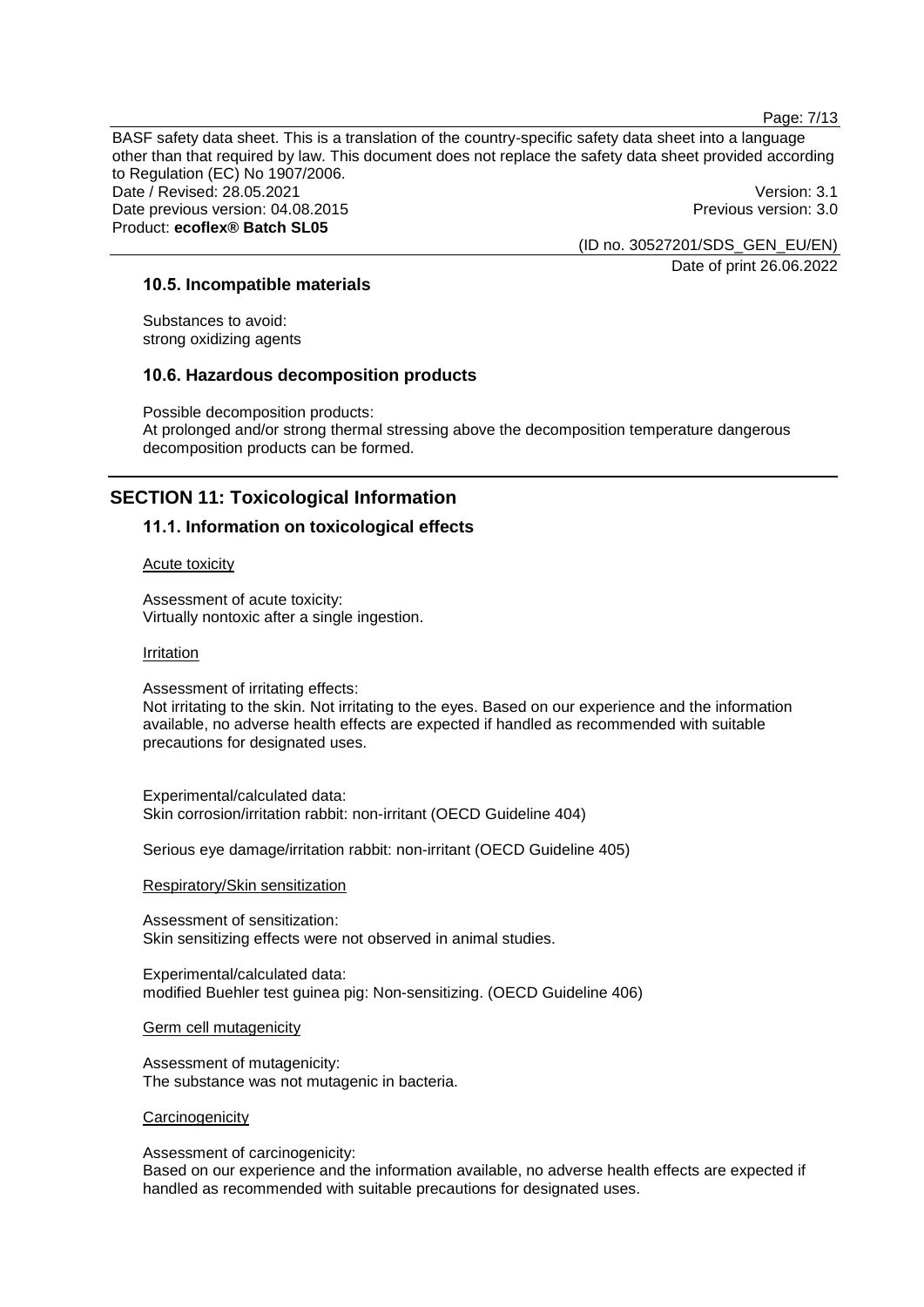### 10.5. Incompatible materials

Substances to avoid:
strong oxidizing agents

### 10.6. Hazardous decomposition products

Possible decomposition products:
At prolonged and/or strong thermal stressing above the decomposition temperature dangerous decomposition products can be formed.

## SECTION 11: Toxicological Information

### 11.1. Information on toxicological effects

Acute toxicity

Assessment of acute toxicity:
Virtually nontoxic after a single ingestion.

Irritation

Assessment of irritating effects:
Not irritating to the skin. Not irritating to the eyes. Based on our experience and the information available, no adverse health effects are expected if handled as recommended with suitable precautions for designated uses.

Experimental/calculated data:
Skin corrosion/irritation rabbit: non-irritant (OECD Guideline 404)

Serious eye damage/irritation rabbit: non-irritant (OECD Guideline 405)

Respiratory/Skin sensitization

Assessment of sensitization:
Skin sensitizing effects were not observed in animal studies.

Experimental/calculated data:
modified Buehler test guinea pig: Non-sensitizing. (OECD Guideline 406)

Germ cell mutagenicity

Assessment of mutagenicity:
The substance was not mutagenic in bacteria.

Carcinogenicity

Assessment of carcinogenicity:
Based on our experience and the information available, no adverse health effects are expected if handled as recommended with suitable precautions for designated uses.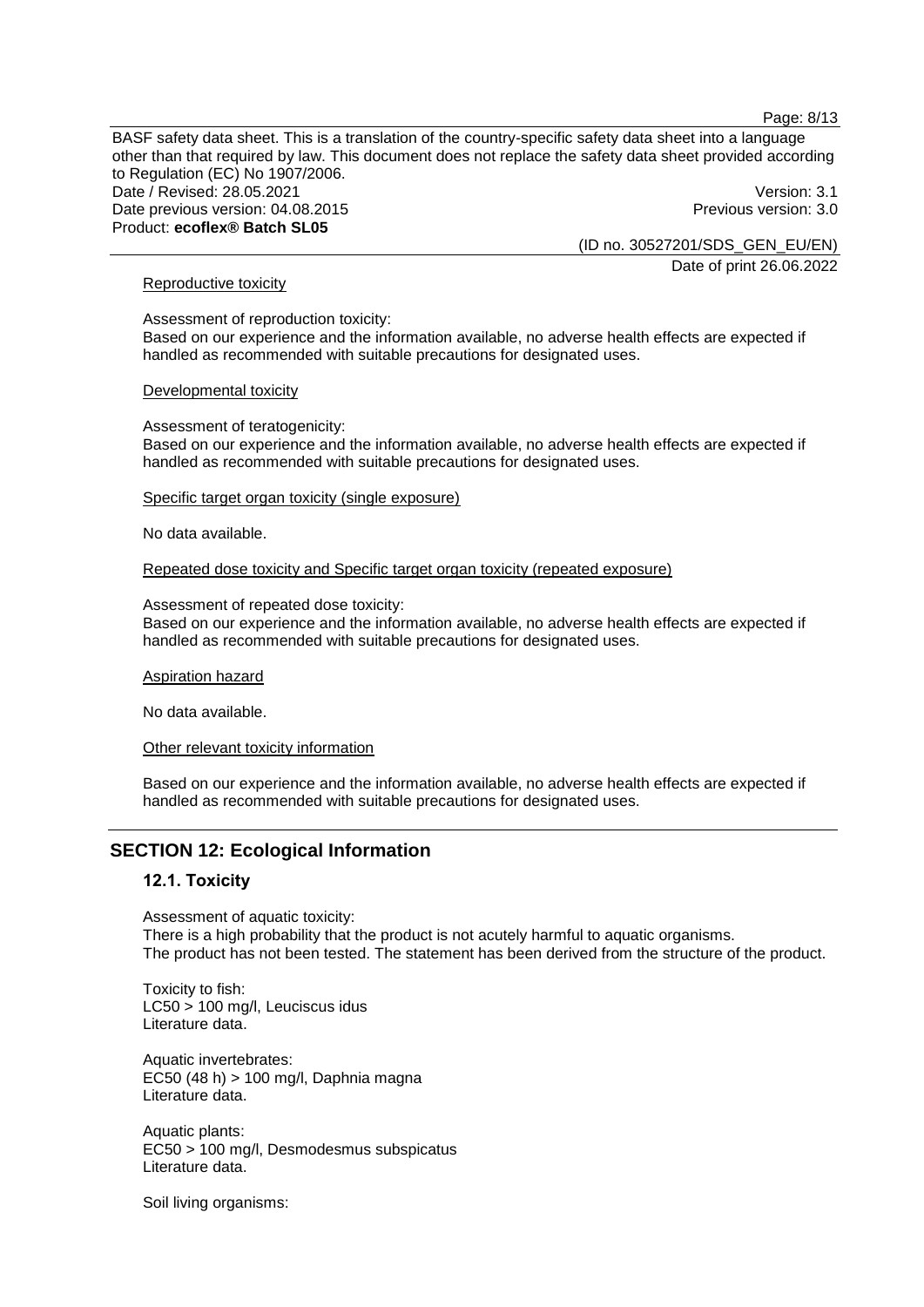Reproductive toxicity

Assessment of reproduction toxicity:
Based on our experience and the information available, no adverse health effects are expected if handled as recommended with suitable precautions for designated uses.

Developmental toxicity

Assessment of teratogenicity:
Based on our experience and the information available, no adverse health effects are expected if handled as recommended with suitable precautions for designated uses.

Specific target organ toxicity (single exposure)

No data available.

Repeated dose toxicity and Specific target organ toxicity (repeated exposure)

Assessment of repeated dose toxicity:
Based on our experience and the information available, no adverse health effects are expected if handled as recommended with suitable precautions for designated uses.

Aspiration hazard

No data available.

Other relevant toxicity information

Based on our experience and the information available, no adverse health effects are expected if handled as recommended with suitable precautions for designated uses.

## SECTION 12: Ecological Information

### 12.1. Toxicity

Assessment of aquatic toxicity:
There is a high probability that the product is not acutely harmful to aquatic organisms.
The product has not been tested. The statement has been derived from the structure of the product.

Toxicity to fish:
LC50 > 100 mg/l, Leuciscus idus
Literature data.

Aquatic invertebrates:
EC50 (48 h) > 100 mg/l, Daphnia magna
Literature data.

Aquatic plants:
EC50 > 100 mg/l, Desmodesmus subspicatus
Literature data.

Soil living organisms: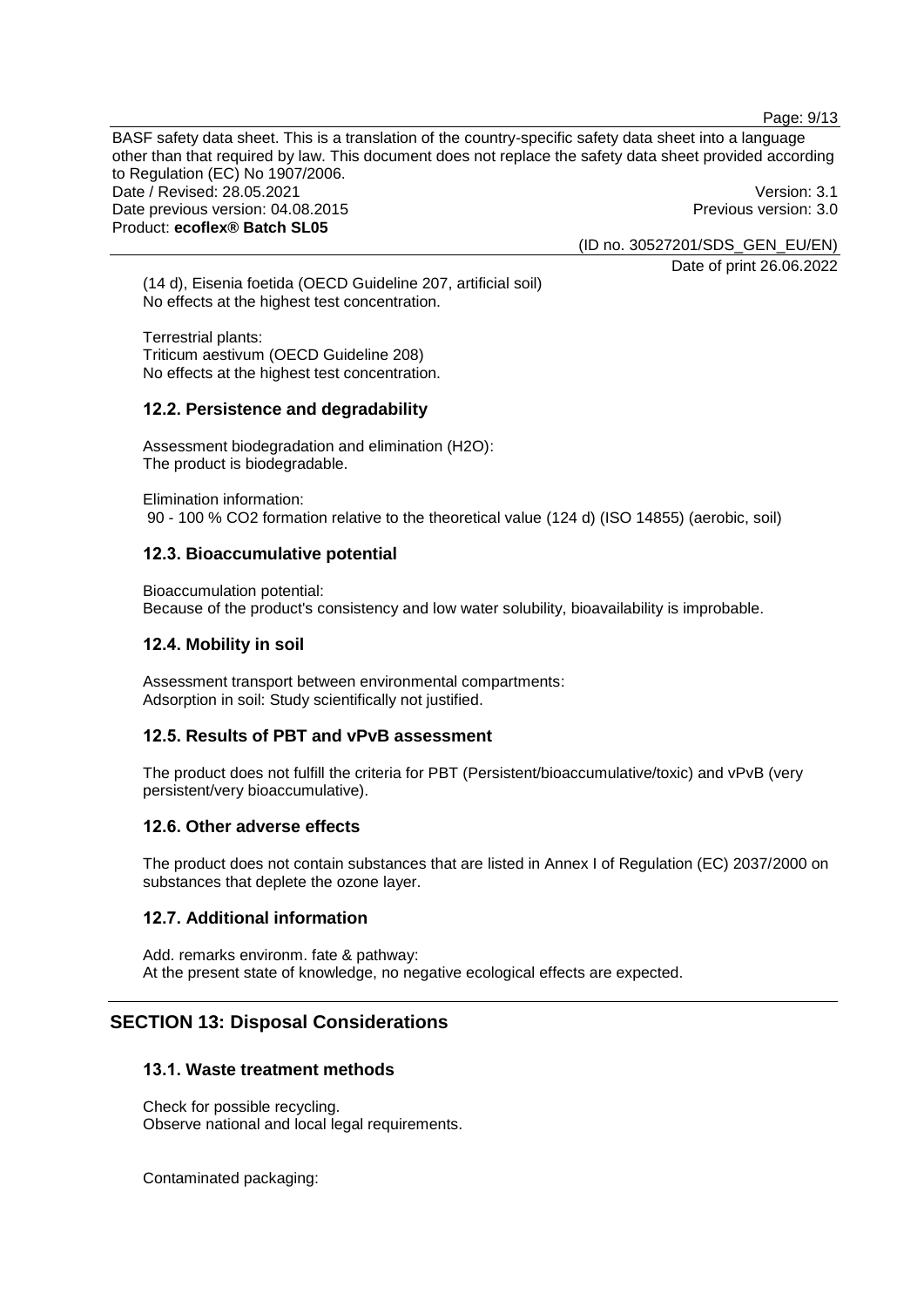(14 d), Eisenia foetida (OECD Guideline 207, artificial soil)
No effects at the highest test concentration.

Terrestrial plants:
Triticum aestivum (OECD Guideline 208)
No effects at the highest test concentration.

### 12.2. Persistence and degradability

Assessment biodegradation and elimination ($H_2O$):
The product is biodegradable.

Elimination information:
90 - 100 % $CO_2$ formation relative to the theoretical value (124 d) (ISO 14855) (aerobic, soil)

### 12.3. Bioaccumulative potential

Bioaccumulation potential:
Because of the product's consistency and low water solubility, bioavailability is improbable.

### 12.4. Mobility in soil

Assessment transport between environmental compartments:
Adsorption in soil: Study scientifically not justified.

### 12.5. Results of PBT and vPvB assessment

The product does not fulfill the criteria for PBT (Persistent/bioaccumulative/toxic) and vPvB (very persistent/very bioaccumulative).

### 12.6. Other adverse effects

The product does not contain substances that are listed in Annex I of Regulation (EC) 2037/2000 on substances that deplete the ozone layer.

### 12.7. Additional information

Add. remarks environm. fate & pathway:
At the present state of knowledge, no negative ecological effects are expected.

## SECTION 13: Disposal Considerations

### 13.1. Waste treatment methods

Check for possible recycling.
Observe national and local legal requirements.

Contaminated packaging: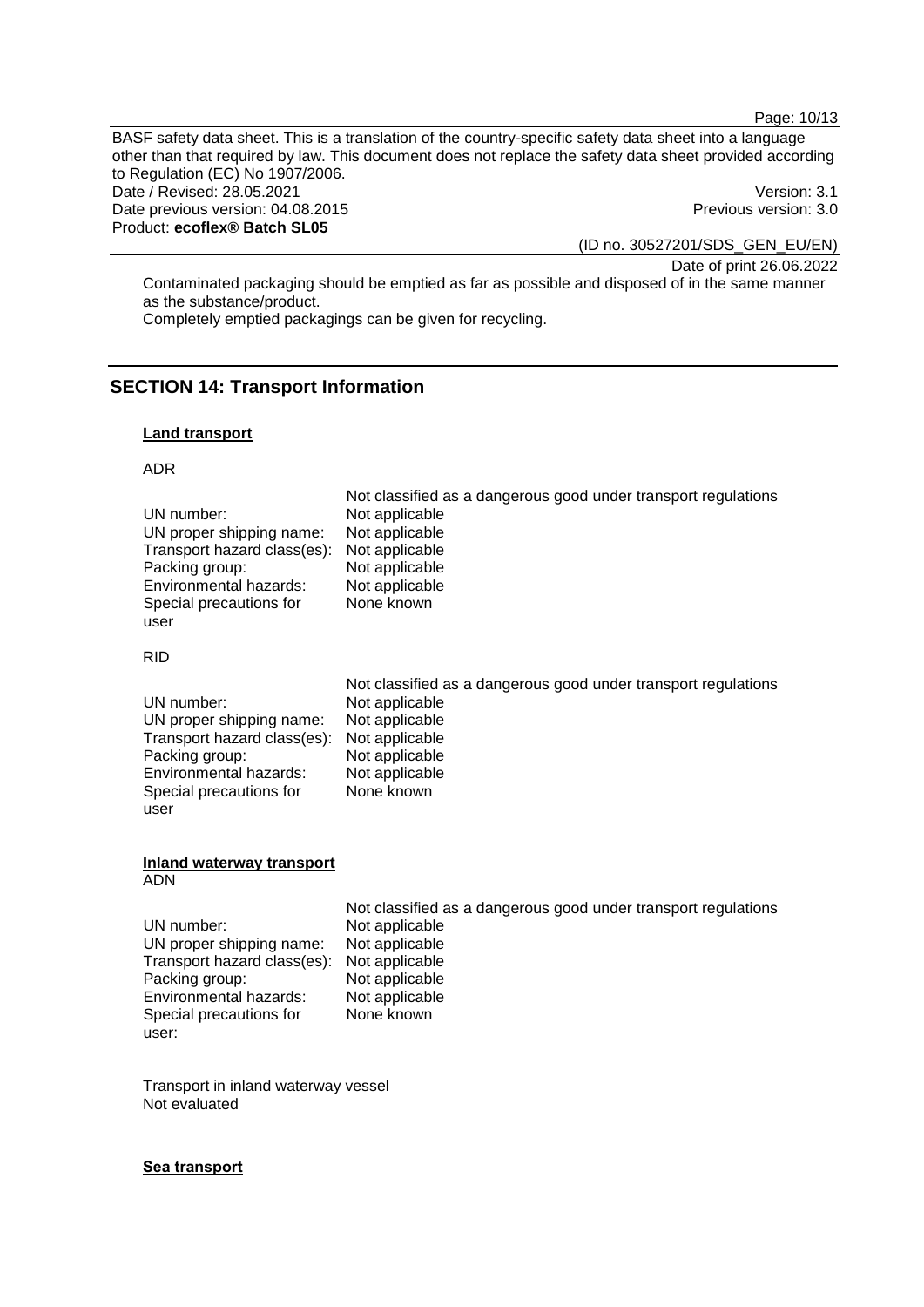Contaminated packaging should be emptied as far as possible and disposed of in the same manner as the substance/product.
Completely emptied packagings can be given for recycling.

## SECTION 14: Transport Information

**Land transport**

ADR

| | Not classified as a dangerous good under transport regulations |
|---|---|
| UN number: | Not applicable |
| UN proper shipping name: | Not applicable |
| Transport hazard class(es): | Not applicable |
| Packing group: | Not applicable |
| Environmental hazards: | Not applicable |
| Special precautions for user | None known |

RID

| | Not classified as a dangerous good under transport regulations |
|---|---|
| UN number: | Not applicable |
| UN proper shipping name: | Not applicable |
| Transport hazard class(es): | Not applicable |
| Packing group: | Not applicable |
| Environmental hazards: | Not applicable |
| Special precautions for user | None known |

**Inland waterway transport**
ADN

| | Not classified as a dangerous good under transport regulations |
|---|---|
| UN number: | Not applicable |
| UN proper shipping name: | Not applicable |
| Transport hazard class(es): | Not applicable |
| Packing group: | Not applicable |
| Environmental hazards: | Not applicable |
| Special precautions for user: | None known |

Transport in inland waterway vessel
Not evaluated

**Sea transport**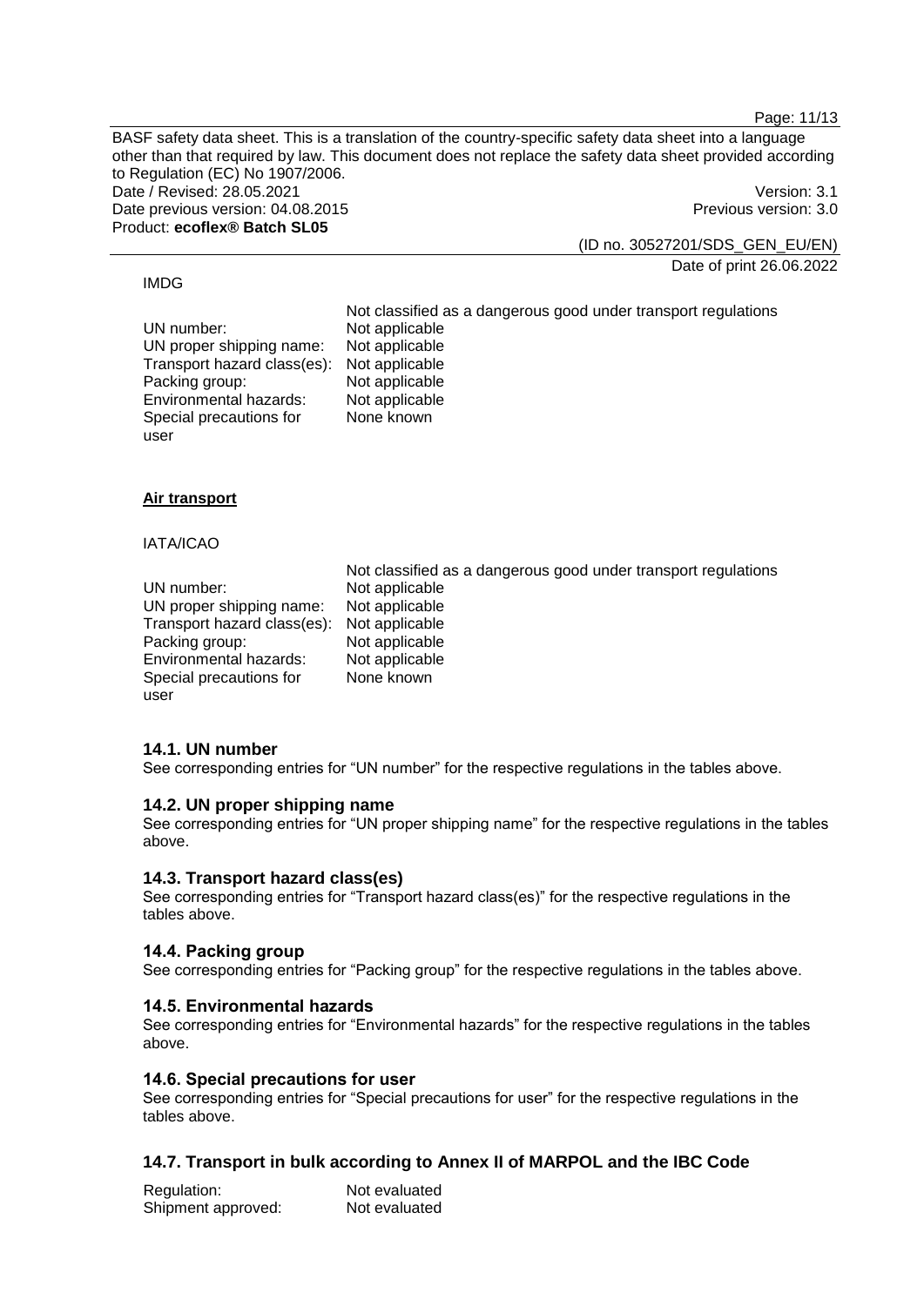IMDG

Not classified as a dangerous good under transport regulations

| | |
|---|---|
| UN number: | Not applicable |
| UN proper shipping name: | Not applicable |
| Transport hazard class(es): | Not applicable |
| Packing group: | Not applicable |
| Environmental hazards: | Not applicable |
| Special precautions for user | None known |

**Air transport**

IATA/ICAO

Not classified as a dangerous good under transport regulations

| | |
|---|---|
| UN number: | Not applicable |
| UN proper shipping name: | Not applicable |
| Transport hazard class(es): | Not applicable |
| Packing group: | Not applicable |
| Environmental hazards: | Not applicable |
| Special precautions for user | None known |

### 14.1. UN number

See corresponding entries for "UN number" for the respective regulations in the tables above.

### 14.2. UN proper shipping name

See corresponding entries for "UN proper shipping name" for the respective regulations in the tables above.

### 14.3. Transport hazard class(es)

See corresponding entries for "Transport hazard class(es)" for the respective regulations in the tables above.

### 14.4. Packing group

See corresponding entries for "Packing group" for the respective regulations in the tables above.

### 14.5. Environmental hazards

See corresponding entries for "Environmental hazards" for the respective regulations in the tables above.

### 14.6. Special precautions for user

See corresponding entries for "Special precautions for user" for the respective regulations in the tables above.

### 14.7. Transport in bulk according to Annex II of MARPOL and the IBC Code

| | |
|---|---|
| Regulation: | Not evaluated |
| Shipment approved: | Not evaluated |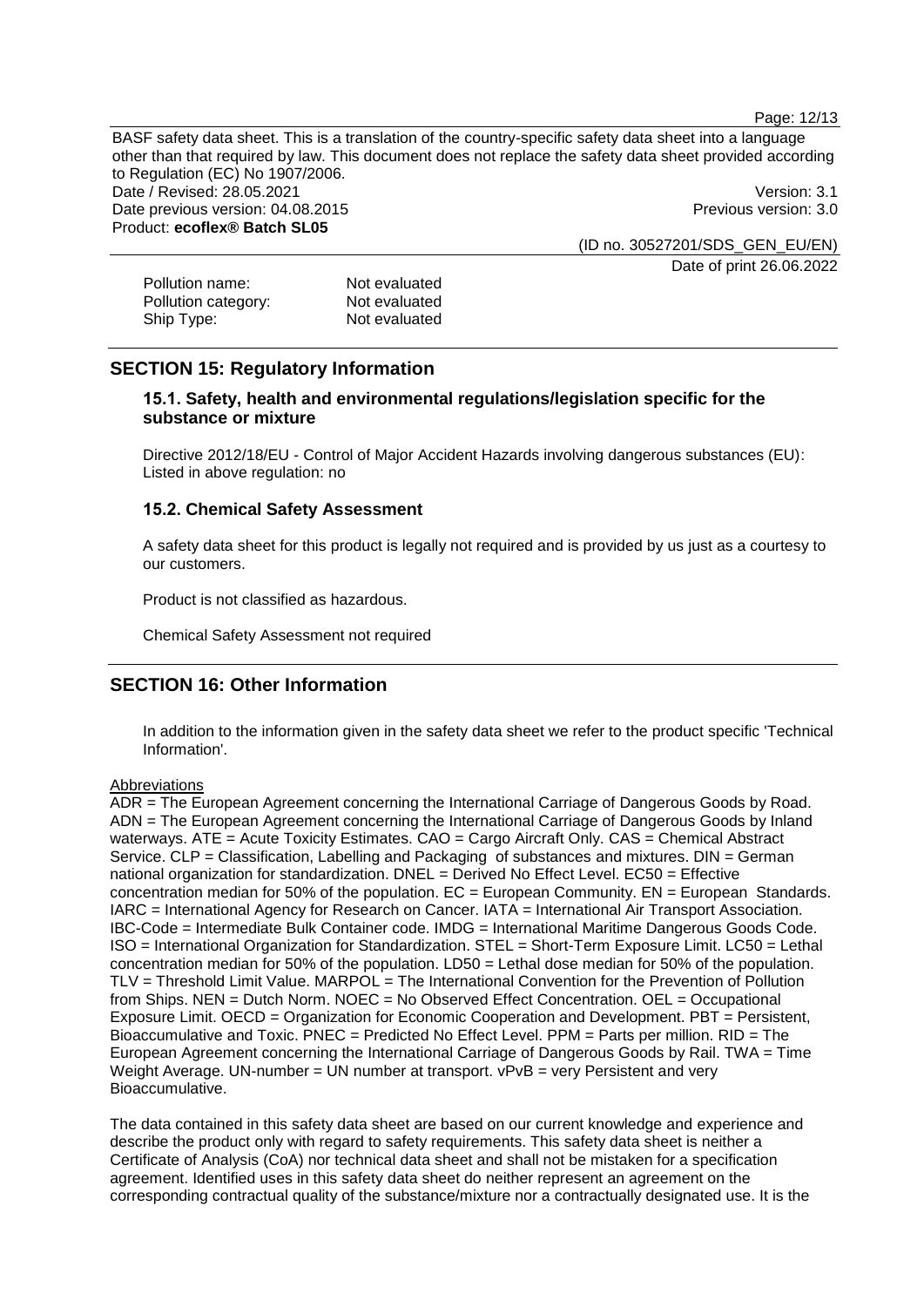| | |
|---|---|
| Pollution name: | Not evaluated |
| Pollution category: | Not evaluated |
| Ship Type: | Not evaluated |

## SECTION 15: Regulatory Information

### 15.1. Safety, health and environmental regulations/legislation specific for the substance or mixture

Directive 2012/18/EU - Control of Major Accident Hazards involving dangerous substances (EU): Listed in above regulation: no

### 15.2. Chemical Safety Assessment

A safety data sheet for this product is legally not required and is provided by us just as a courtesy to our customers.

Product is not classified as hazardous.

Chemical Safety Assessment not required

## SECTION 16: Other Information

In addition to the information given in the safety data sheet we refer to the product specific 'Technical Information'.

Abbreviations

ADR = The European Agreement concerning the International Carriage of Dangerous Goods by Road. ADN = The European Agreement concerning the International Carriage of Dangerous Goods by Inland waterways. ATE = Acute Toxicity Estimates. CAO = Cargo Aircraft Only. CAS = Chemical Abstract Service. CLP = Classification, Labelling and Packaging of substances and mixtures. DIN = German national organization for standardization. DNEL = Derived No Effect Level. EC50 = Effective concentration median for 50% of the population. EC = European Community. EN = European Standards. IARC = International Agency for Research on Cancer. IATA = International Air Transport Association. IBC-Code = Intermediate Bulk Container code. IMDG = International Maritime Dangerous Goods Code. ISO = International Organization for Standardization. STEL = Short-Term Exposure Limit. LC50 = Lethal concentration median for 50% of the population. LD50 = Lethal dose median for 50% of the population. TLV = Threshold Limit Value. MARPOL = The International Convention for the Prevention of Pollution from Ships. NEN = Dutch Norm. NOEC = No Observed Effect Concentration. OEL = Occupational Exposure Limit. OECD = Organization for Economic Cooperation and Development. PBT = Persistent, Bioaccumulative and Toxic. PNEC = Predicted No Effect Level. PPM = Parts per million. RID = The European Agreement concerning the International Carriage of Dangerous Goods by Rail. TWA = Time Weight Average. UN-number = UN number at transport. vPvB = very Persistent and very Bioaccumulative.

The data contained in this safety data sheet are based on our current knowledge and experience and describe the product only with regard to safety requirements. This safety data sheet is neither a Certificate of Analysis (CoA) nor technical data sheet and shall not be mistaken for a specification agreement. Identified uses in this safety data sheet do neither represent an agreement on the corresponding contractual quality of the substance/mixture nor a contractually designated use. It is the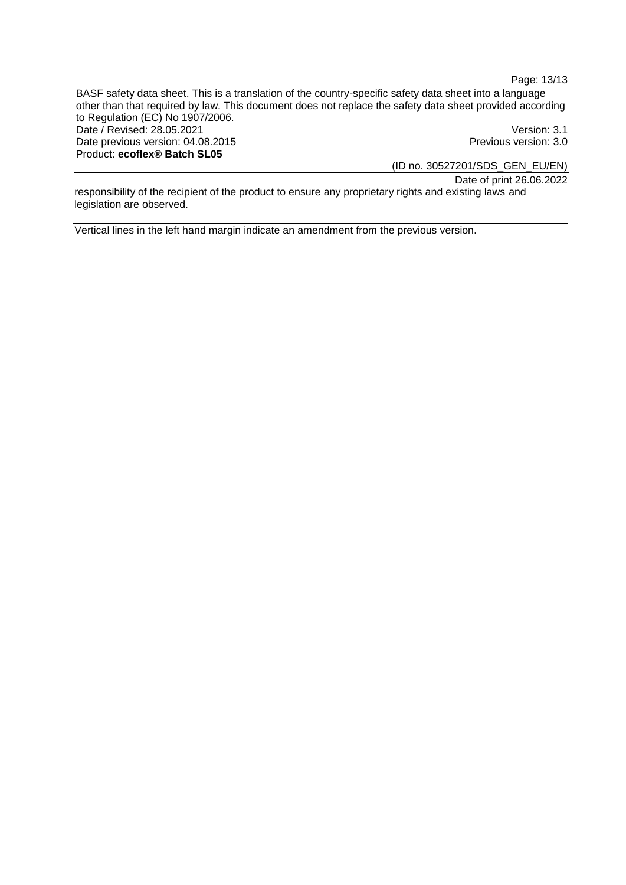responsibility of the recipient of the product to ensure any proprietary rights and existing laws and legislation are observed.

---

Vertical lines in the left hand margin indicate an amendment from the previous version.